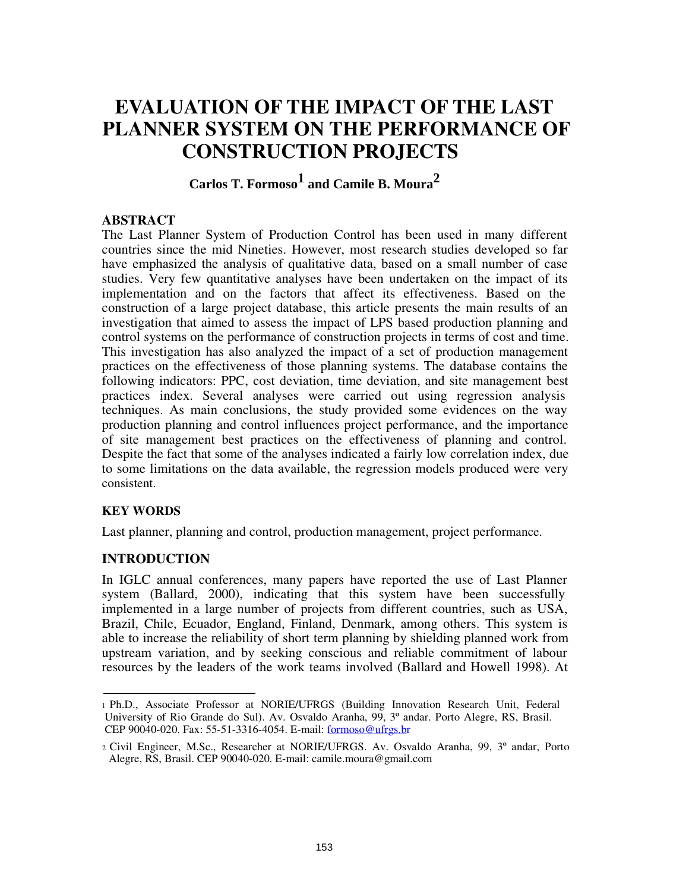# EVALUATION OF THE IMPACT OF THE LAST PLANNER SYSTEM ON THE PERFORMANCE OF CONSTRUCTION PROJECTS

**Carlos T. Formoso[1] and Camile B. Moura[2]**

## ABSTRACT

The Last Planner System of Production Control has been used in many different countries since the mid Nineties. However, most research studies developed so far have emphasized the analysis of qualitative data, based on a small number of case studies. Very few quantitative analyses have been undertaken on the impact of its implementation and on the factors that affect its effectiveness. Based on the construction of a large project database, this article presents the main results of an investigation that aimed to assess the impact of LPS based production planning and control systems on the performance of construction projects in terms of cost and time. This investigation has also analyzed the impact of a set of production management practices on the effectiveness of those planning systems. The database contains the following indicators: PPC, cost deviation, time deviation, and site management best practices index. Several analyses were carried out using regression analysis techniques. As main conclusions, the study provided some evidences on the way production planning and control influences project performance, and the importance of site management best practices on the effectiveness of planning and control. Despite the fact that some of the analyses indicated a fairly low correlation index, due to some limitations on the data available, the regression models produced were very consistent.

## KEY WORDS

Last planner, planning and control, production management, project performance.

## INTRODUCTION

In IGLC annual conferences, many papers have reported the use of Last Planner system (Ballard, 2000), indicating that this system have been successfully implemented in a large number of projects from different countries, such as USA, Brazil, Chile, Ecuador, England, Finland, Denmark, among others. This system is able to increase the reliability of short term planning by shielding planned work from upstream variation, and by seeking conscious and reliable commitment of labour resources by the leaders of the work teams involved (Ballard and Howell 1998). At

---

[1] Ph.D., Associate Professor at NORIE/UFRGS (Building Innovation Research Unit, Federal University of Rio Grande do Sul). Av. Osvaldo Aranha, 99, 3º andar. Porto Alegre, RS, Brasil. CEP 90040-020. Fax: 55-51-3316-4054. E-mail: formoso@ufrgs.br

[2] Civil Engineer, M.Sc., Researcher at NORIE/UFRGS. Av. Osvaldo Aranha, 99, 3º andar, Porto Alegre, RS, Brasil. CEP 90040-020. E-mail: camile.moura@gmail.com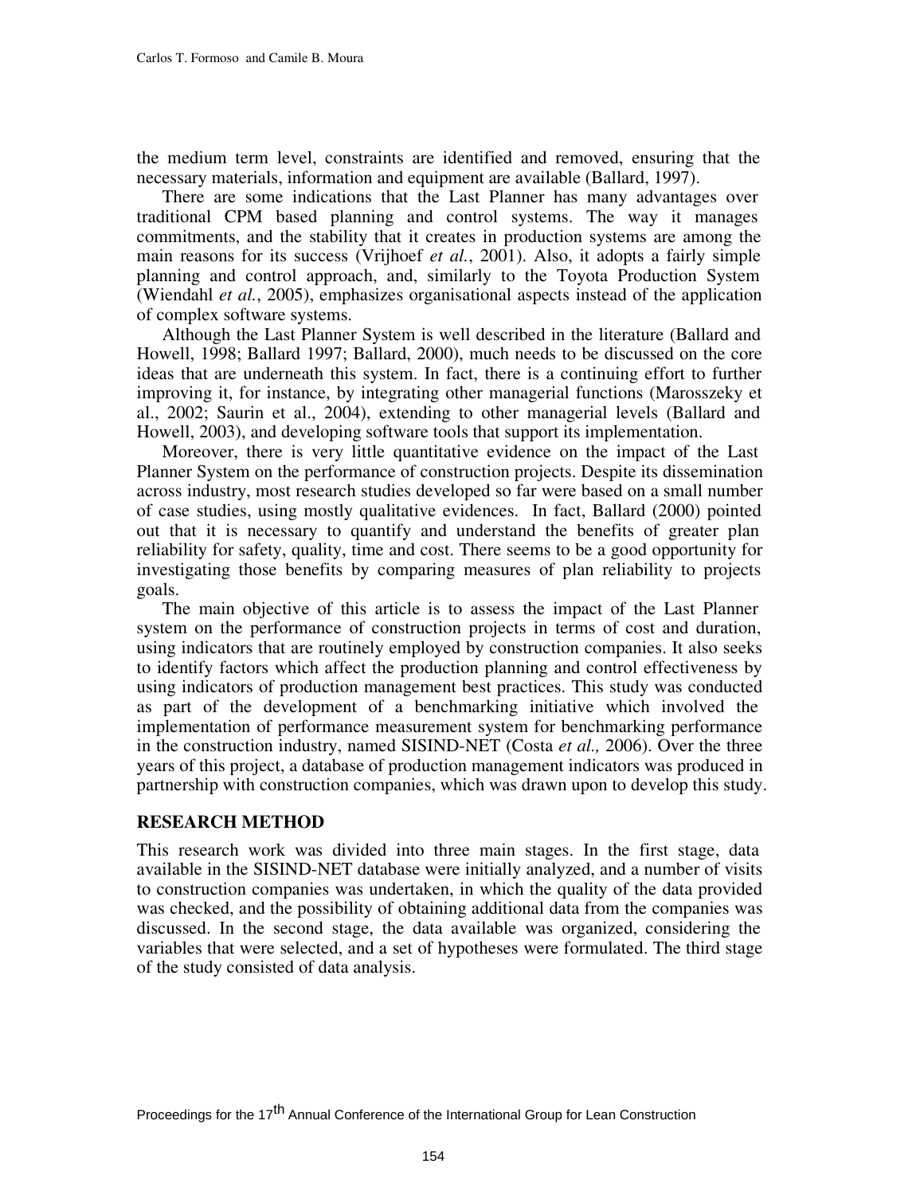the medium term level, constraints are identified and removed, ensuring that the necessary materials, information and equipment are available (Ballard, 1997).

There are some indications that the Last Planner has many advantages over traditional CPM based planning and control systems. The way it manages commitments, and the stability that it creates in production systems are among the main reasons for its success (Vrijhoef *et al.*, 2001). Also, it adopts a fairly simple planning and control approach, and, similarly to the Toyota Production System (Wiendahl *et al.*, 2005), emphasizes organisational aspects instead of the application of complex software systems.

Although the Last Planner System is well described in the literature (Ballard and Howell, 1998; Ballard 1997; Ballard, 2000), much needs to be discussed on the core ideas that are underneath this system. In fact, there is a continuing effort to further improving it, for instance, by integrating other managerial functions (Marosszeky et al., 2002; Saurin et al., 2004), extending to other managerial levels (Ballard and Howell, 2003), and developing software tools that support its implementation.

Moreover, there is very little quantitative evidence on the impact of the Last Planner System on the performance of construction projects. Despite its dissemination across industry, most research studies developed so far were based on a small number of case studies, using mostly qualitative evidences. In fact, Ballard (2000) pointed out that it is necessary to quantify and understand the benefits of greater plan reliability for safety, quality, time and cost. There seems to be a good opportunity for investigating those benefits by comparing measures of plan reliability to projects goals.

The main objective of this article is to assess the impact of the Last Planner system on the performance of construction projects in terms of cost and duration, using indicators that are routinely employed by construction companies. It also seeks to identify factors which affect the production planning and control effectiveness by using indicators of production management best practices. This study was conducted as part of the development of a benchmarking initiative which involved the implementation of performance measurement system for benchmarking performance in the construction industry, named SISIND-NET (Costa *et al.,* 2006). Over the three years of this project, a database of production management indicators was produced in partnership with construction companies, which was drawn upon to develop this study.

## RESEARCH METHOD

This research work was divided into three main stages. In the first stage, data available in the SISIND-NET database were initially analyzed, and a number of visits to construction companies was undertaken, in which the quality of the data provided was checked, and the possibility of obtaining additional data from the companies was discussed. In the second stage, the data available was organized, considering the variables that were selected, and a set of hypotheses were formulated. The third stage of the study consisted of data analysis.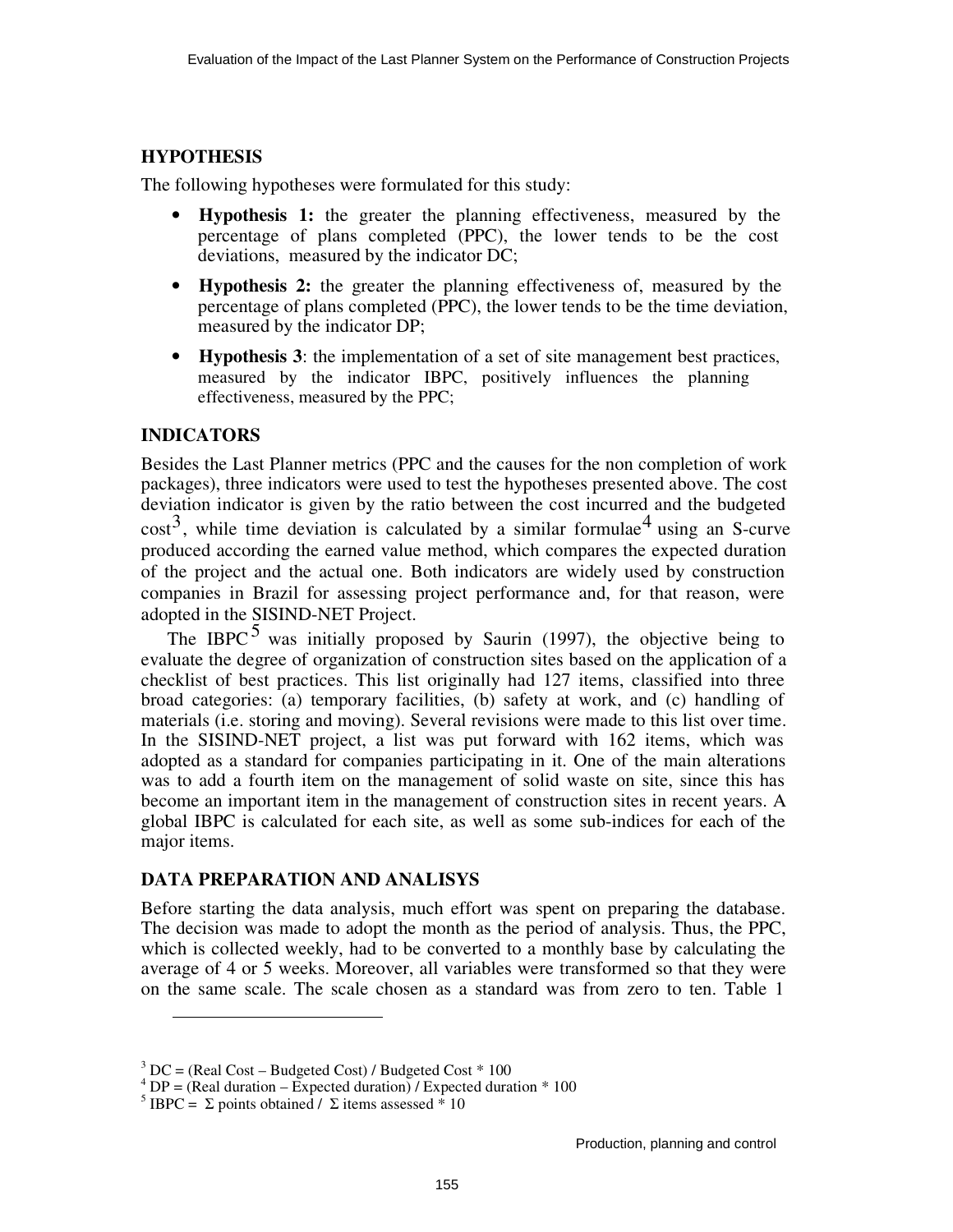## HYPOTHESIS

The following hypotheses were formulated for this study:

- **Hypothesis 1:** the greater the planning effectiveness, measured by the percentage of plans completed (PPC), the lower tends to be the cost deviations, measured by the indicator DC;
- **Hypothesis 2:** the greater the planning effectiveness of, measured by the percentage of plans completed (PPC), the lower tends to be the time deviation, measured by the indicator DP;
- **Hypothesis 3**: the implementation of a set of site management best practices, measured by the indicator IBPC, positively influences the planning effectiveness, measured by the PPC;

## INDICATORS

Besides the Last Planner metrics (PPC and the causes for the non completion of work packages), three indicators were used to test the hypotheses presented above. The cost deviation indicator is given by the ratio between the cost incurred and the budgeted cost[3], while time deviation is calculated by a similar formulae[4] using an S-curve produced according the earned value method, which compares the expected duration of the project and the actual one. Both indicators are widely used by construction companies in Brazil for assessing project performance and, for that reason, were adopted in the SISIND-NET Project.

The IBPC[5] was initially proposed by Saurin (1997), the objective being to evaluate the degree of organization of construction sites based on the application of a checklist of best practices. This list originally had 127 items, classified into three broad categories: (a) temporary facilities, (b) safety at work, and (c) handling of materials (i.e. storing and moving). Several revisions were made to this list over time. In the SISIND-NET project, a list was put forward with 162 items, which was adopted as a standard for companies participating in it. One of the main alterations was to add a fourth item on the management of solid waste on site, since this has become an important item in the management of construction sites in recent years. A global IBPC is calculated for each site, as well as some sub-indices for each of the major items.

## DATA PREPARATION AND ANALISYS

Before starting the data analysis, much effort was spent on preparing the database. The decision was made to adopt the month as the period of analysis. Thus, the PPC, which is collected weekly, had to be converted to a monthly base by calculating the average of 4 or 5 weeks. Moreover, all variables were transformed so that they were on the same scale. The scale chosen as a standard was from zero to ten. Table 1

---

[3] DC = (Real Cost – Budgeted Cost) / Budgeted Cost * 100

[4] DP = (Real duration – Expected duration) / Expected duration * 100

[5] IBPC = $\Sigma$ points obtained / $\Sigma$ items assessed * 10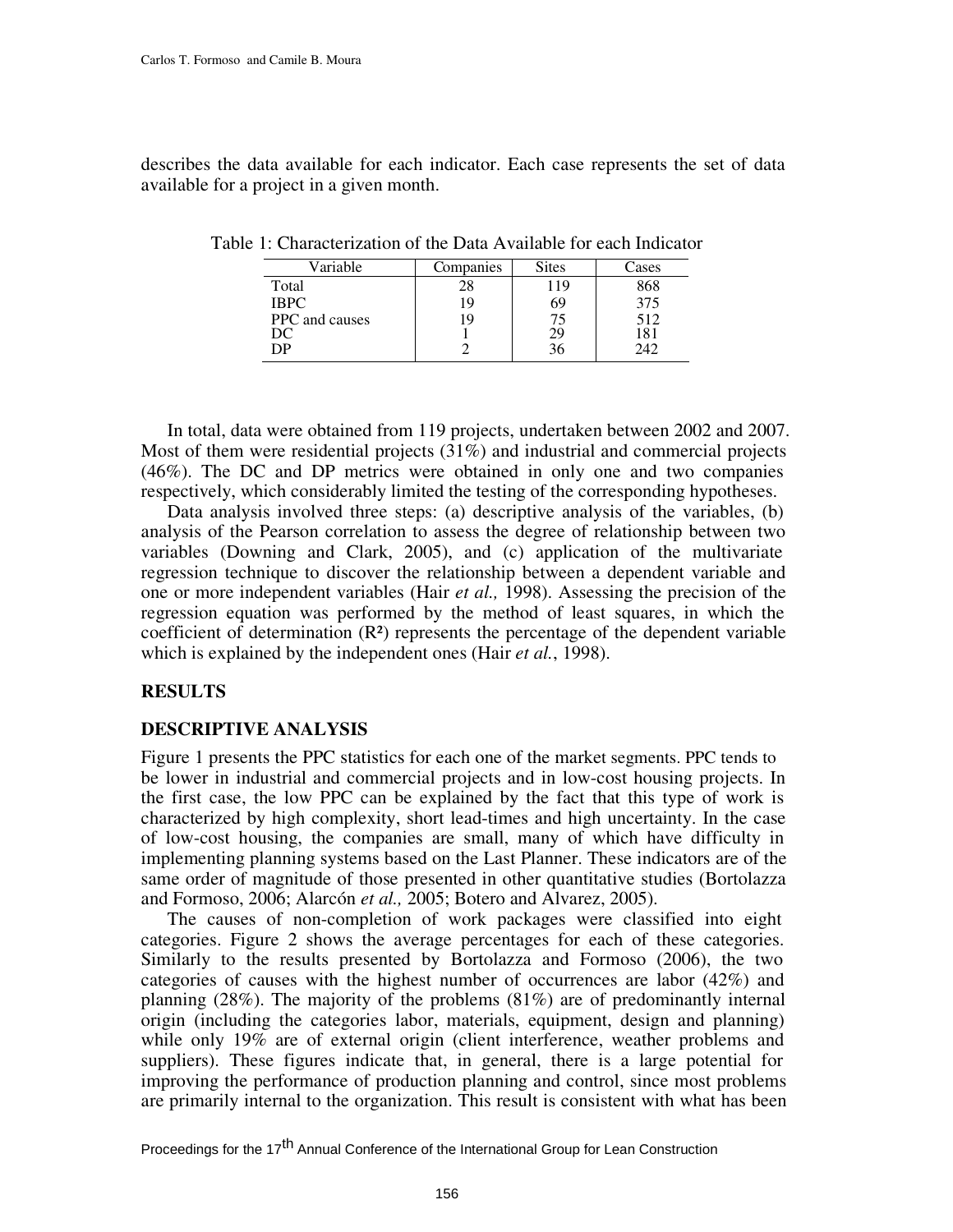describes the data available for each indicator. Each case represents the set of data available for a project in a given month.

Table 1: Characterization of the Data Available for each Indicator

| Variable | Companies | Sites | Cases |
|---|---|---|---|
| Total | 28 | 119 | 868 |
| IBPC | 19 | 69 | 375 |
| PPC and causes | 19 | 75 | 512 |
| DC | 1 | 29 | 181 |
| DP | 2 | 36 | 242 |

In total, data were obtained from 119 projects, undertaken between 2002 and 2007. Most of them were residential projects (31%) and industrial and commercial projects (46%). The DC and DP metrics were obtained in only one and two companies respectively, which considerably limited the testing of the corresponding hypotheses.

Data analysis involved three steps: (a) descriptive analysis of the variables, (b) analysis of the Pearson correlation to assess the degree of relationship between two variables (Downing and Clark, 2005), and (c) application of the multivariate regression technique to discover the relationship between a dependent variable and one or more independent variables (Hair *et al.,* 1998). Assessing the precision of the regression equation was performed by the method of least squares, in which the coefficient of determination ($R^2$) represents the percentage of the dependent variable which is explained by the independent ones (Hair *et al.*, 1998).

## RESULTS

### DESCRIPTIVE ANALYSIS

Figure 1 presents the PPC statistics for each one of the market segments. PPC tends to be lower in industrial and commercial projects and in low-cost housing projects. In the first case, the low PPC can be explained by the fact that this type of work is characterized by high complexity, short lead-times and high uncertainty. In the case of low-cost housing, the companies are small, many of which have difficulty in implementing planning systems based on the Last Planner. These indicators are of the same order of magnitude of those presented in other quantitative studies (Bortolazza and Formoso, 2006; Alarcón *et al.,* 2005; Botero and Alvarez, 2005).

The causes of non-completion of work packages were classified into eight categories. Figure 2 shows the average percentages for each of these categories. Similarly to the results presented by Bortolazza and Formoso (2006), the two categories of causes with the highest number of occurrences are labor (42%) and planning (28%). The majority of the problems (81%) are of predominantly internal origin (including the categories labor, materials, equipment, design and planning) while only 19% are of external origin (client interference, weather problems and suppliers). These figures indicate that, in general, there is a large potential for improving the performance of production planning and control, since most problems are primarily internal to the organization. This result is consistent with what has been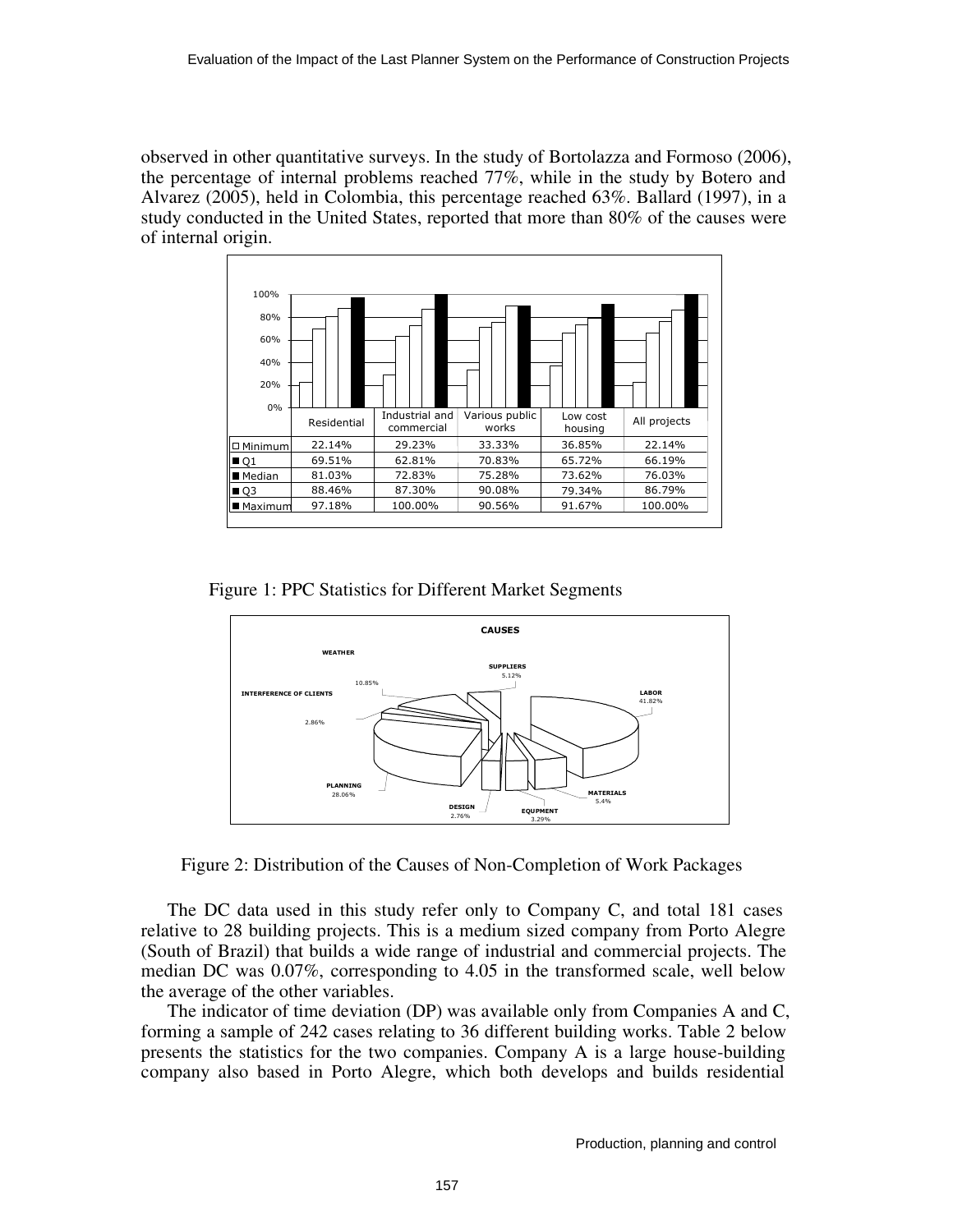observed in other quantitative surveys. In the study of Bortolazza and Formoso (2006), the percentage of internal problems reached 77%, while in the study by Botero and Alvarez (2005), held in Colombia, this percentage reached 63%. Ballard (1997), in a study conducted in the United States, reported that more than 80% of the causes were of internal origin.

| | Residential | Industrial and commercial | Various public works | Low cost housing | All projects |
|---|---|---|---|---|---|
| Minimum | 22.14% | 29.23% | 33.33% | 36.85% | 22.14% |
| Q1 | 69.51% | 62.81% | 70.83% | 65.72% | 66.19% |
| Median | 81.03% | 72.83% | 75.28% | 73.62% | 76.03% |
| Q3 | 88.46% | 87.30% | 90.08% | 79.34% | 86.79% |
| Maximum | 97.18% | 100.00% | 90.56% | 91.67% | 100.00% |

Figure 1: PPC Statistics for Different Market Segments

| CAUSES | |
|---|---|
| LABOR | 41.82% |
| PLANNING | 28.06% |
| WEATHER | 10.85% |
| MATERIALS | 5.4% |
| SUPPLIERS | 5.12% |
| EQUPMENT | 3.29% |
| INTERFERENCE OF CLIENTS | 2.86% |
| DESIGN | 2.76% |

Figure 2: Distribution of the Causes of Non-Completion of Work Packages

The DC data used in this study refer only to Company C, and total 181 cases relative to 28 building projects. This is a medium sized company from Porto Alegre (South of Brazil) that builds a wide range of industrial and commercial projects. The median DC was 0.07%, corresponding to 4.05 in the transformed scale, well below the average of the other variables.

The indicator of time deviation (DP) was available only from Companies A and C, forming a sample of 242 cases relating to 36 different building works. Table 2 below presents the statistics for the two companies. Company A is a large house-building company also based in Porto Alegre, which both develops and builds residential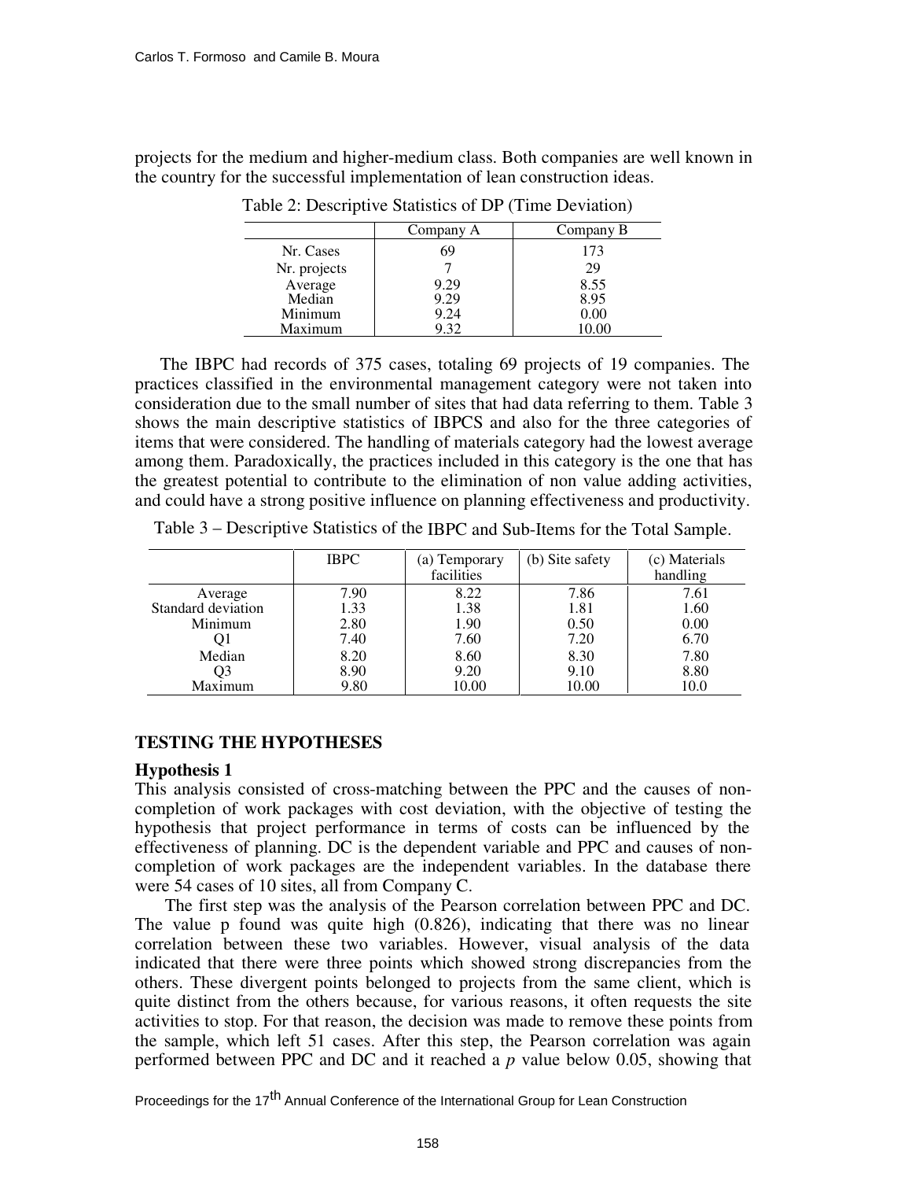projects for the medium and higher-medium class. Both companies are well known in the country for the successful implementation of lean construction ideas.

Table 2: Descriptive Statistics of DP (Time Deviation)

| | Company A | Company B |
|---|---|---|
| Nr. Cases | 69 | 173 |
| Nr. projects | 7 | 29 |
| Average | 9.29 | 8.55 |
| Median | 9.29 | 8.95 |
| Minimum | 9.24 | 0.00 |
| Maximum | 9.32 | 10.00 |

The IBPC had records of 375 cases, totaling 69 projects of 19 companies. The practices classified in the environmental management category were not taken into consideration due to the small number of sites that had data referring to them. Table 3 shows the main descriptive statistics of IBPCS and also for the three categories of items that were considered. The handling of materials category had the lowest average among them. Paradoxically, the practices included in this category is the one that has the greatest potential to contribute to the elimination of non value adding activities, and could have a strong positive influence on planning effectiveness and productivity.

Table 3 – Descriptive Statistics of the IBPC and Sub-Items for the Total Sample.

| | IBPC | (a) Temporary facilities | (b) Site safety | (c) Materials handling |
|---|---|---|---|---|
| Average | 7.90 | 8.22 | 7.86 | 7.61 |
| Standard deviation | 1.33 | 1.38 | 1.81 | 1.60 |
| Minimum | 2.80 | 1.90 | 0.50 | 0.00 |
| Q1 | 7.40 | 7.60 | 7.20 | 6.70 |
| Median | 8.20 | 8.60 | 8.30 | 7.80 |
| Q3 | 8.90 | 9.20 | 9.10 | 8.80 |
| Maximum | 9.80 | 10.00 | 10.00 | 10.0 |

## TESTING THE HYPOTHESES

### Hypothesis 1

This analysis consisted of cross-matching between the PPC and the causes of non-completion of work packages with cost deviation, with the objective of testing the hypothesis that project performance in terms of costs can be influenced by the effectiveness of planning. DC is the dependent variable and PPC and causes of non-completion of work packages are the independent variables. In the database there were 54 cases of 10 sites, all from Company C.

The first step was the analysis of the Pearson correlation between PPC and DC. The value p found was quite high (0.826), indicating that there was no linear correlation between these two variables. However, visual analysis of the data indicated that there were three points which showed strong discrepancies from the others. These divergent points belonged to projects from the same client, which is quite distinct from the others because, for various reasons, it often requests the site activities to stop. For that reason, the decision was made to remove these points from the sample, which left 51 cases. After this step, the Pearson correlation was again performed between PPC and DC and it reached a $p$ value below 0.05, showing that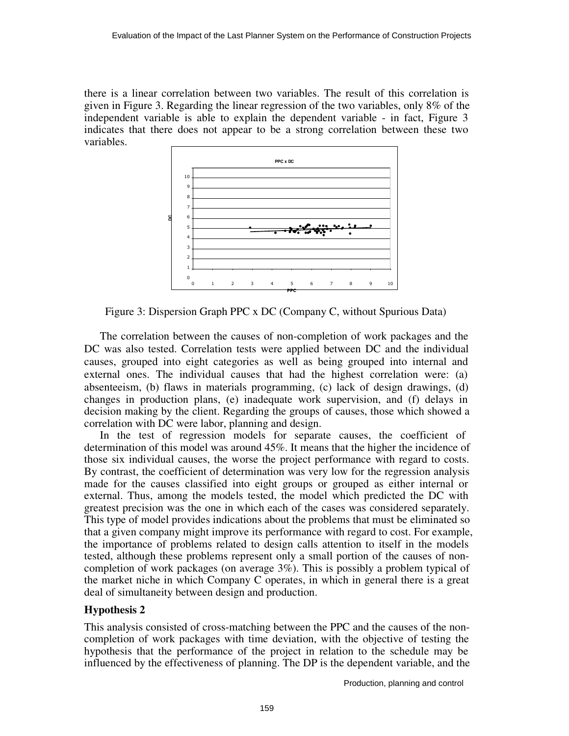there is a linear correlation between two variables. The result of this correlation is given in Figure 3. Regarding the linear regression of the two variables, only 8% of the independent variable is able to explain the dependent variable - in fact, Figure 3 indicates that there does not appear to be a strong correlation between these two variables.

Figure 3: Dispersion Graph PPC x DC (Company C, without Spurious Data)

The correlation between the causes of non-completion of work packages and the DC was also tested. Correlation tests were applied between DC and the individual causes, grouped into eight categories as well as being grouped into internal and external ones. The individual causes that had the highest correlation were: (a) absenteeism, (b) flaws in materials programming, (c) lack of design drawings, (d) changes in production plans, (e) inadequate work supervision, and (f) delays in decision making by the client. Regarding the groups of causes, those which showed a correlation with DC were labor, planning and design.

In the test of regression models for separate causes, the coefficient of determination of this model was around 45%. It means that the higher the incidence of those six individual causes, the worse the project performance with regard to costs. By contrast, the coefficient of determination was very low for the regression analysis made for the causes classified into eight groups or grouped as either internal or external. Thus, among the models tested, the model which predicted the DC with greatest precision was the one in which each of the cases was considered separately. This type of model provides indications about the problems that must be eliminated so that a given company might improve its performance with regard to cost. For example, the importance of problems related to design calls attention to itself in the models tested, although these problems represent only a small portion of the causes of non-completion of work packages (on average 3%). This is possibly a problem typical of the market niche in which Company C operates, in which in general there is a great deal of simultaneity between design and production.

### Hypothesis 2

This analysis consisted of cross-matching between the PPC and the causes of the non-completion of work packages with time deviation, with the objective of testing the hypothesis that the performance of the project in relation to the schedule may be influenced by the effectiveness of planning. The DP is the dependent variable, and the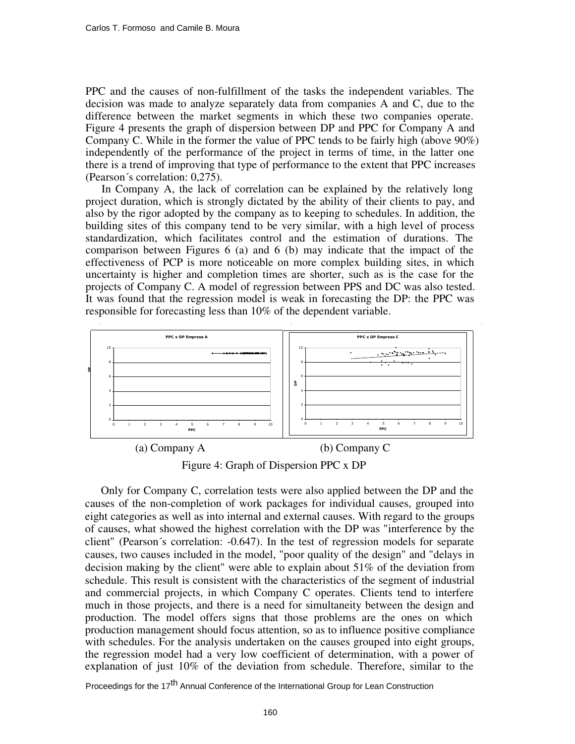PPC and the causes of non-fulfillment of the tasks the independent variables. The decision was made to analyze separately data from companies A and C, due to the difference between the market segments in which these two companies operate. Figure 4 presents the graph of dispersion between DP and PPC for Company A and Company C. While in the former the value of PPC tends to be fairly high (above 90%) independently of the performance of the project in terms of time, in the latter one there is a trend of improving that type of performance to the extent that PPC increases (Pearson´s correlation: 0,275).

In Company A, the lack of correlation can be explained by the relatively long project duration, which is strongly dictated by the ability of their clients to pay, and also by the rigor adopted by the company as to keeping to schedules. In addition, the building sites of this company tend to be very similar, with a high level of process standardization, which facilitates control and the estimation of durations. The comparison between Figures 6 (a) and 6 (b) may indicate that the impact of the effectiveness of PCP is more noticeable on more complex building sites, in which uncertainty is higher and completion times are shorter, such as is the case for the projects of Company C. A model of regression between PPS and DC was also tested. It was found that the regression model is weak in forecasting the DP: the PPC was responsible for forecasting less than 10% of the dependent variable.

(a) Company A (b) Company C

Figure 4: Graph of Dispersion PPC x DP

Only for Company C, correlation tests were also applied between the DP and the causes of the non-completion of work packages for individual causes, grouped into eight categories as well as into internal and external causes. With regard to the groups of causes, what showed the highest correlation with the DP was "interference by the client" (Pearson´s correlation: -0.647). In the test of regression models for separate causes, two causes included in the model, "poor quality of the design" and "delays in decision making by the client" were able to explain about 51% of the deviation from schedule. This result is consistent with the characteristics of the segment of industrial and commercial projects, in which Company C operates. Clients tend to interfere much in those projects, and there is a need for simultaneity between the design and production. The model offers signs that those problems are the ones on which production management should focus attention, so as to influence positive compliance with schedules. For the analysis undertaken on the causes grouped into eight groups, the regression model had a very low coefficient of determination, with a power of explanation of just 10% of the deviation from schedule. Therefore, similar to the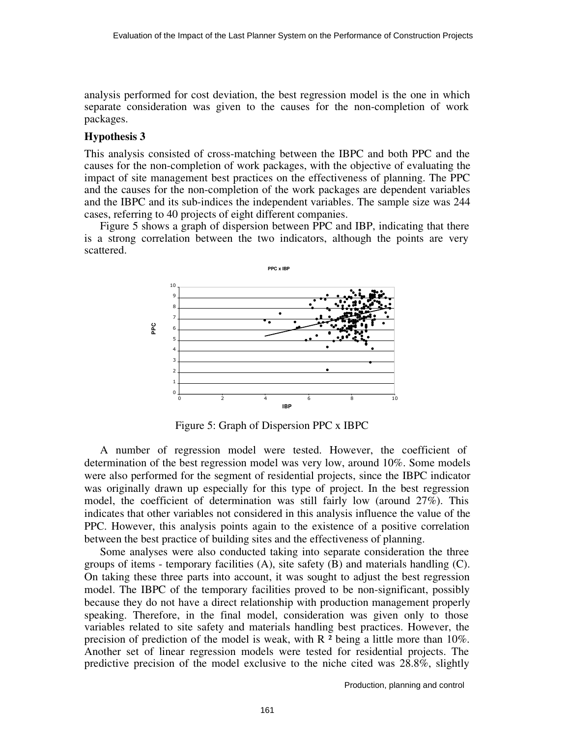analysis performed for cost deviation, the best regression model is the one in which separate consideration was given to the causes for the non-completion of work packages.

### Hypothesis 3

This analysis consisted of cross-matching between the IBPC and both PPC and the causes for the non-completion of work packages, with the objective of evaluating the impact of site management best practices on the effectiveness of planning. The PPC and the causes for the non-completion of the work packages are dependent variables and the IBPC and its sub-indices the independent variables. The sample size was 244 cases, referring to 40 projects of eight different companies.

Figure 5 shows a graph of dispersion between PPC and IBP, indicating that there is a strong correlation between the two indicators, although the points are very scattered.

Figure 5: Graph of Dispersion PPC x IBPC

A number of regression model were tested. However, the coefficient of determination of the best regression model was very low, around 10%. Some models were also performed for the segment of residential projects, since the IBPC indicator was originally drawn up especially for this type of project. In the best regression model, the coefficient of determination was still fairly low (around 27%). This indicates that other variables not considered in this analysis influence the value of the PPC. However, this analysis points again to the existence of a positive correlation between the best practice of building sites and the effectiveness of planning.

Some analyses were also conducted taking into separate consideration the three groups of items - temporary facilities (A), site safety (B) and materials handling (C). On taking these three parts into account, it was sought to adjust the best regression model. The IBPC of the temporary facilities proved to be non-significant, possibly because they do not have a direct relationship with production management properly speaking. Therefore, in the final model, consideration was given only to those variables related to site safety and materials handling best practices. However, the precision of prediction of the model is weak, with $R^2$ being a little more than 10%. Another set of linear regression models were tested for residential projects. The predictive precision of the model exclusive to the niche cited was 28.8%, slightly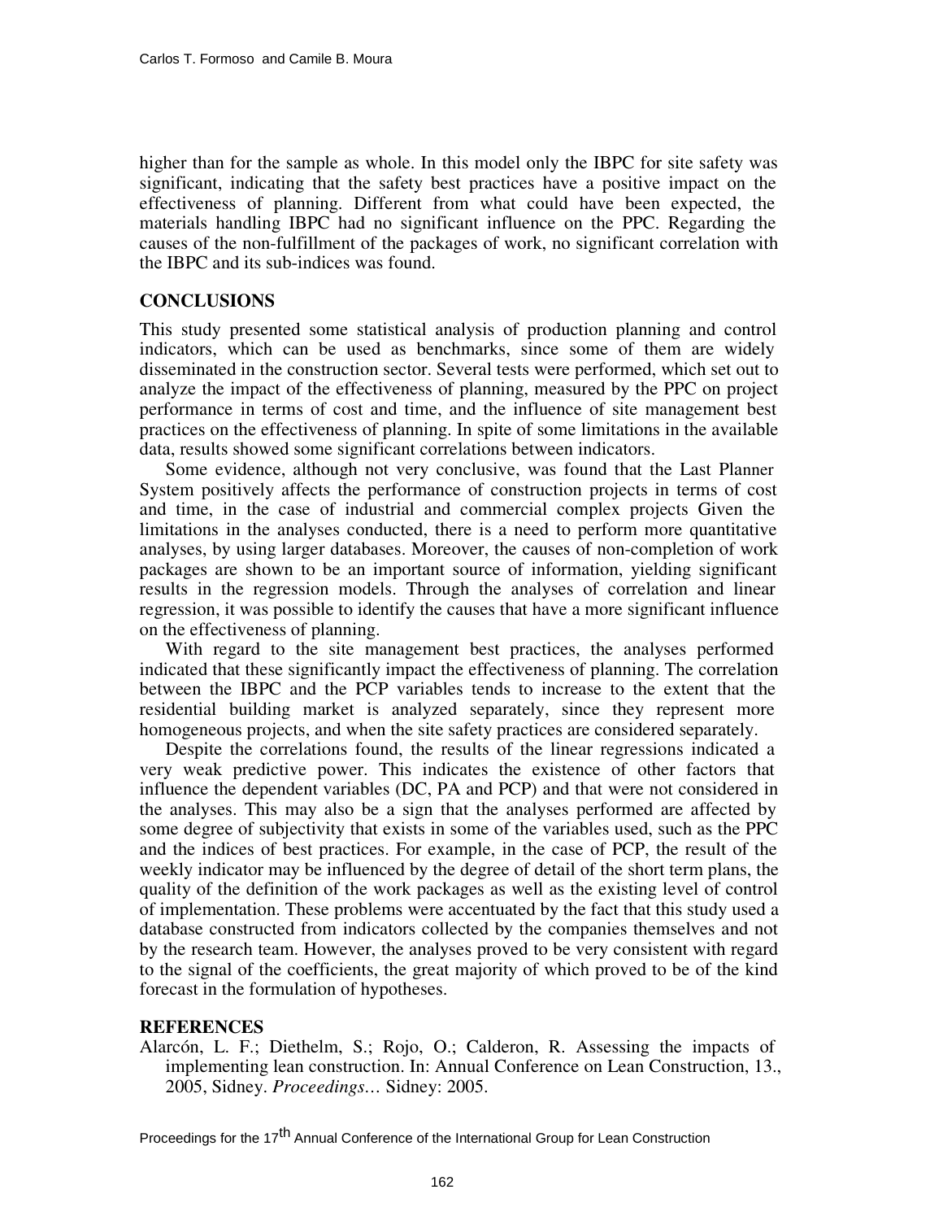higher than for the sample as whole. In this model only the IBPC for site safety was significant, indicating that the safety best practices have a positive impact on the effectiveness of planning. Different from what could have been expected, the materials handling IBPC had no significant influence on the PPC. Regarding the causes of the non-fulfillment of the packages of work, no significant correlation with the IBPC and its sub-indices was found.

## CONCLUSIONS

This study presented some statistical analysis of production planning and control indicators, which can be used as benchmarks, since some of them are widely disseminated in the construction sector. Several tests were performed, which set out to analyze the impact of the effectiveness of planning, measured by the PPC on project performance in terms of cost and time, and the influence of site management best practices on the effectiveness of planning. In spite of some limitations in the available data, results showed some significant correlations between indicators.

Some evidence, although not very conclusive, was found that the Last Planner System positively affects the performance of construction projects in terms of cost and time, in the case of industrial and commercial complex projects Given the limitations in the analyses conducted, there is a need to perform more quantitative analyses, by using larger databases. Moreover, the causes of non-completion of work packages are shown to be an important source of information, yielding significant results in the regression models. Through the analyses of correlation and linear regression, it was possible to identify the causes that have a more significant influence on the effectiveness of planning.

With regard to the site management best practices, the analyses performed indicated that these significantly impact the effectiveness of planning. The correlation between the IBPC and the PCP variables tends to increase to the extent that the residential building market is analyzed separately, since they represent more homogeneous projects, and when the site safety practices are considered separately.

Despite the correlations found, the results of the linear regressions indicated a very weak predictive power. This indicates the existence of other factors that influence the dependent variables (DC, PA and PCP) and that were not considered in the analyses. This may also be a sign that the analyses performed are affected by some degree of subjectivity that exists in some of the variables used, such as the PPC and the indices of best practices. For example, in the case of PCP, the result of the weekly indicator may be influenced by the degree of detail of the short term plans, the quality of the definition of the work packages as well as the existing level of control of implementation. These problems were accentuated by the fact that this study used a database constructed from indicators collected by the companies themselves and not by the research team. However, the analyses proved to be very consistent with regard to the signal of the coefficients, the great majority of which proved to be of the kind forecast in the formulation of hypotheses.

## REFERENCES

Alarcón, L. F.; Diethelm, S.; Rojo, O.; Calderon, R. Assessing the impacts of implementing lean construction. In: Annual Conference on Lean Construction, 13., 2005, Sidney. *Proceedings…* Sidney: 2005.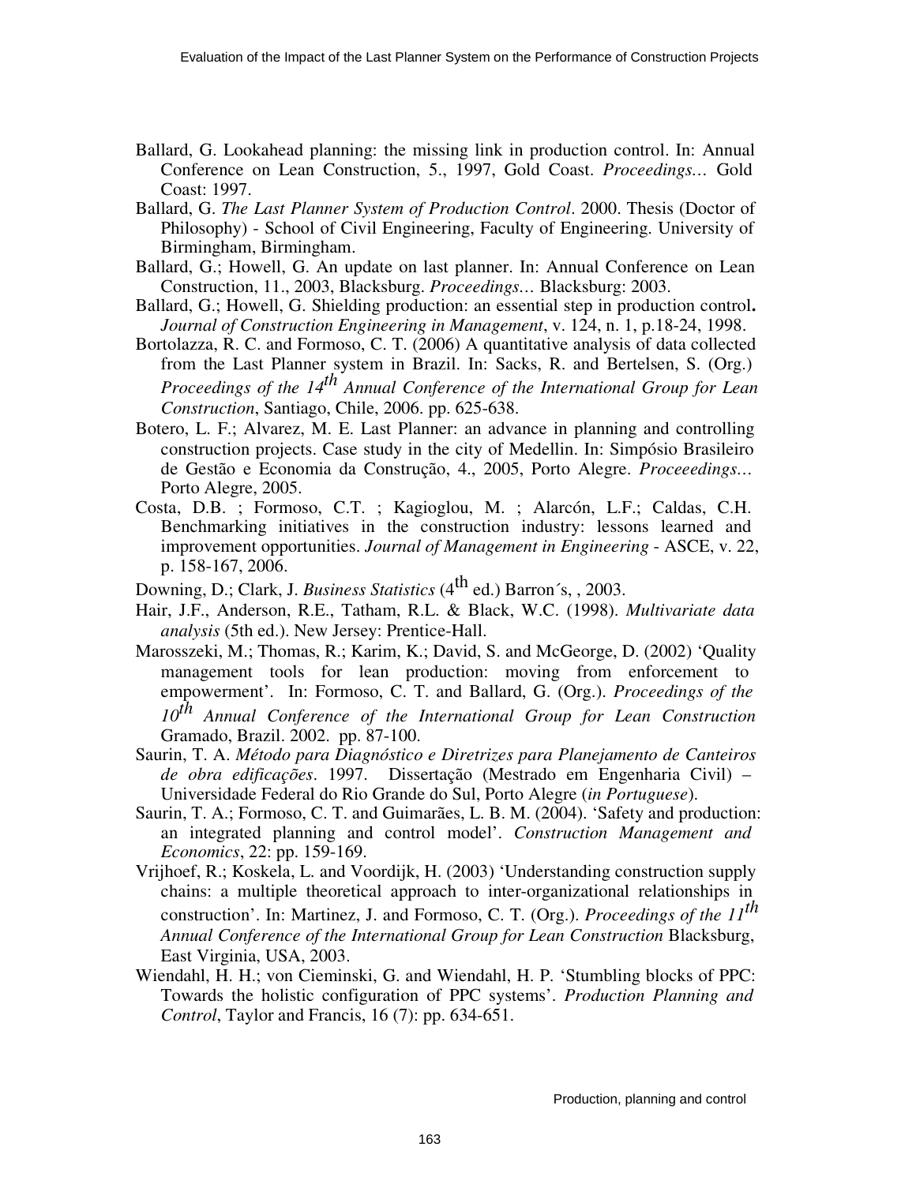Ballard, G. Lookahead planning: the missing link in production control. In: Annual Conference on Lean Construction, 5., 1997, Gold Coast. *Proceedings...* Gold Coast: 1997.

Ballard, G. *The Last Planner System of Production Control*. 2000. Thesis (Doctor of Philosophy) - School of Civil Engineering, Faculty of Engineering. University of Birmingham, Birmingham.

Ballard, G.; Howell, G. An update on last planner. In: Annual Conference on Lean Construction, 11., 2003, Blacksburg. *Proceedings...* Blacksburg: 2003.

Ballard, G.; Howell, G. Shielding production: an essential step in production control**.** *Journal of Construction Engineering in Management*, v. 124, n. 1, p.18-24, 1998.

Bortolazza, R. C. and Formoso, C. T. (2006) A quantitative analysis of data collected from the Last Planner system in Brazil. In: Sacks, R. and Bertelsen, S. (Org.) *Proceedings of the 14th Annual Conference of the International Group for Lean Construction*, Santiago, Chile, 2006. pp. 625-638.

Botero, L. F.; Alvarez, M. E. Last Planner: an advance in planning and controlling construction projects. Case study in the city of Medellin. In: Simpósio Brasileiro de Gestão e Economia da Construção, 4., 2005, Porto Alegre. *Proceeedings...* Porto Alegre, 2005.

Costa, D.B. ; Formoso, C.T. ; Kagioglou, M. ; Alarcón, L.F.; Caldas, C.H. Benchmarking initiatives in the construction industry: lessons learned and improvement opportunities. *Journal of Management in Engineering* - ASCE, v. 22, p. 158-167, 2006.

Downing, D.; Clark, J. *Business Statistics* (4th ed.) Barron´s, , 2003.

Hair, J.F., Anderson, R.E., Tatham, R.L. & Black, W.C. (1998). *Multivariate data analysis* (5th ed.). New Jersey: Prentice-Hall.

Marosszeki, M.; Thomas, R.; Karim, K.; David, S. and McGeorge, D. (2002) 'Quality management tools for lean production: moving from enforcement to empowerment'. In: Formoso, C. T. and Ballard, G. (Org.). *Proceedings of the 10th Annual Conference of the International Group for Lean Construction* Gramado, Brazil. 2002. pp. 87-100.

Saurin, T. A. *Método para Diagnóstico e Diretrizes para Planejamento de Canteiros de obra edificações*. 1997. Dissertação (Mestrado em Engenharia Civil) – Universidade Federal do Rio Grande do Sul, Porto Alegre (*in Portuguese*).

Saurin, T. A.; Formoso, C. T. and Guimarães, L. B. M. (2004). 'Safety and production: an integrated planning and control model'. *Construction Management and Economics*, 22: pp. 159-169.

Vrijhoef, R.; Koskela, L. and Voordijk, H. (2003) 'Understanding construction supply chains: a multiple theoretical approach to inter-organizational relationships in construction'. In: Martinez, J. and Formoso, C. T. (Org.). *Proceedings of the 11th Annual Conference of the International Group for Lean Construction* Blacksburg, East Virginia, USA, 2003.

Wiendahl, H. H.; von Cieminski, G. and Wiendahl, H. P. 'Stumbling blocks of PPC: Towards the holistic configuration of PPC systems'. *Production Planning and Control*, Taylor and Francis, 16 (7): pp. 634-651.